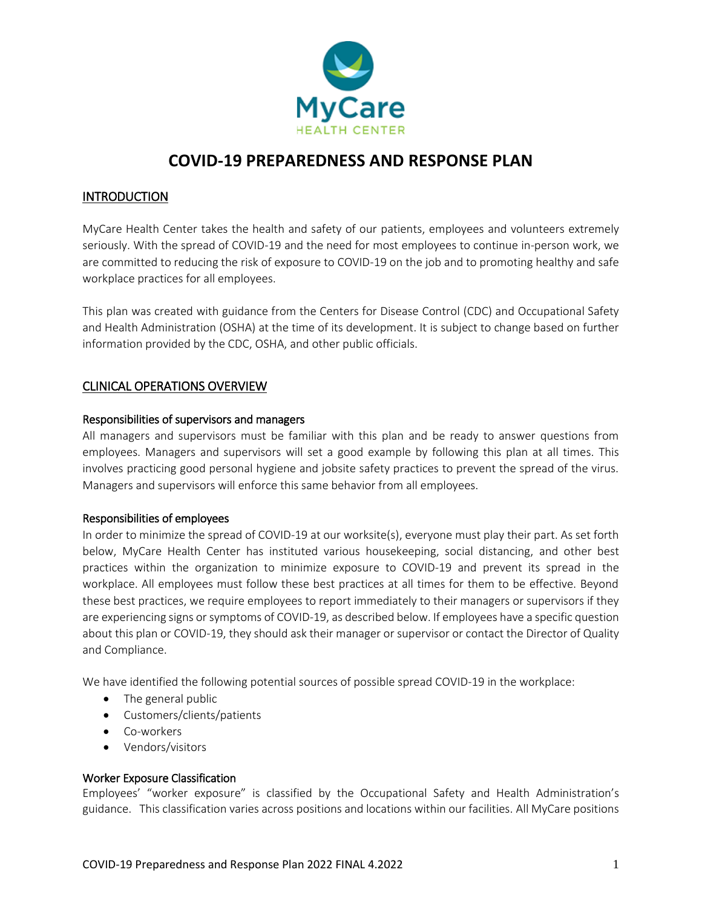MyCare

HEALTH CENTER

# COVID-19 PREPAREDNESS AND RESPONSE PLAN

## INTRODUCTION

MyCare Health Center takes the health and safety of our patients, employees and volunteers extremely seriously. With the spread of COVID-19 and the need for most employees to continue in-person work, we are committed to reducing the risk of exposure to COVID-19 on the job and to promoting healthy and safe workplace practices for all employees.

This plan was created with guidance from the Centers for Disease Control (CDC) and Occupational Safety and Health Administration (OSHA) at the time of its development. It is subject to change based on further information provided by the CDC, OSHA, and other public officials.

## CLINICAL OPERATIONS OVERVIEW

### Responsibilities of supervisors and managers

All managers and supervisors must be familiar with this plan and be ready to answer questions from employees. Managers and supervisors will set a good example by following this plan at all times. This involves practicing good personal hygiene and jobsite safety practices to prevent the spread of the virus. Managers and supervisors will enforce this same behavior from all employees.

### Responsibilities of employees

In order to minimize the spread of COVID-19 at our worksite(s), everyone must play their part. As set forth below, MyCare Health Center has instituted various housekeeping, social distancing, and other best practices within the organization to minimize exposure to COVID-19 and prevent its spread in the workplace. All employees must follow these best practices at all times for them to be effective. Beyond these best practices, we require employees to report immediately to their managers or supervisors if they are experiencing signs or symptoms of COVID-19, as described below. If employees have a specific question about this plan or COVID-19, they should ask their manager or supervisor or contact the Director of Quality and Compliance.

We have identified the following potential sources of possible spread COVID-19 in the workplace:

- The general public
- Customers/clients/patients
- Co-workers
- Vendors/visitors

### Worker Exposure Classification

Employees' "worker exposure" is classified by the Occupational Safety and Health Administration's guidance. This classification varies across positions and locations within our facilities. All MyCare positions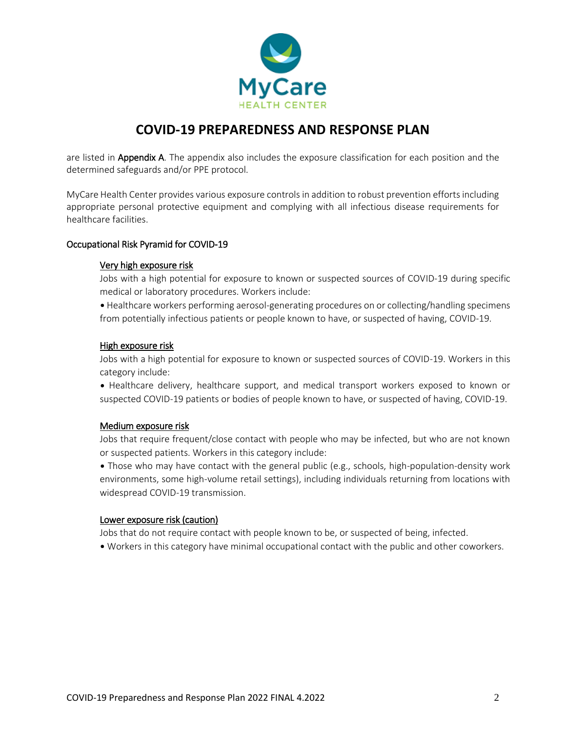are listed in **Appendix A**. The appendix also includes the exposure classification for each position and the determined safeguards and/or PPE protocol.

MyCare Health Center provides various exposure controls in addition to robust prevention efforts including appropriate personal protective equipment and complying with all infectious disease requirements for healthcare facilities.

### Occupational Risk Pyramid for COVID-19

#### Very high exposure risk

Jobs with a high potential for exposure to known or suspected sources of COVID-19 during specific medical or laboratory procedures. Workers include:

- Healthcare workers performing aerosol-generating procedures on or collecting/handling specimens from potentially infectious patients or people known to have, or suspected of having, COVID-19.

#### High exposure risk

Jobs with a high potential for exposure to known or suspected sources of COVID-19. Workers in this category include:

- Healthcare delivery, healthcare support, and medical transport workers exposed to known or suspected COVID-19 patients or bodies of people known to have, or suspected of having, COVID-19.

#### Medium exposure risk

Jobs that require frequent/close contact with people who may be infected, but who are not known or suspected patients. Workers in this category include:

- Those who may have contact with the general public (e.g., schools, high-population-density work environments, some high-volume retail settings), including individuals returning from locations with widespread COVID-19 transmission.

#### Lower exposure risk (caution)

Jobs that do not require contact with people known to be, or suspected of being, infected.

- Workers in this category have minimal occupational contact with the public and other coworkers.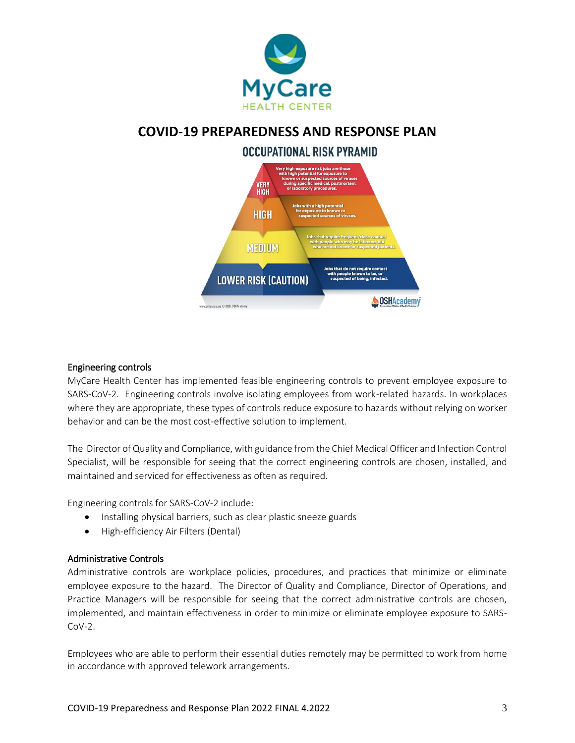# COVID-19 PREPAREDNESS AND RESPONSE PLAN

## OCCUPATIONAL RISK PYRAMID

| Level | Description |
| --- | --- |
| VERY HIGH | Very high exposure risk jobs are those with high potential for exposure to known or suspected sources of viruses during specific medical, postmortem, or laboratory procedures. |
| HIGH | Jobs with a high potential for exposure to known or suspected sources of viruses. |
| MEDIUM | Jobs that require frequent/close contact with people who may be infected, but who are not known or suspected patients. |
| LOWER RISK (CAUTION) | Jobs that do not require contact with people known to be, or suspected of being, infected. |

www.oshatrain.org © 2020, OSHAcademy

OSHAcademy

### Engineering controls

MyCare Health Center has implemented feasible engineering controls to prevent employee exposure to SARS-CoV-2. Engineering controls involve isolating employees from work-related hazards. In workplaces where they are appropriate, these types of controls reduce exposure to hazards without relying on worker behavior and can be the most cost-effective solution to implement.

The Director of Quality and Compliance, with guidance from the Chief Medical Officer and Infection Control Specialist, will be responsible for seeing that the correct engineering controls are chosen, installed, and maintained and serviced for effectiveness as often as required.

Engineering controls for SARS-CoV-2 include:

- Installing physical barriers, such as clear plastic sneeze guards
- High-efficiency Air Filters (Dental)

### Administrative Controls

Administrative controls are workplace policies, procedures, and practices that minimize or eliminate employee exposure to the hazard. The Director of Quality and Compliance, Director of Operations, and Practice Managers will be responsible for seeing that the correct administrative controls are chosen, implemented, and maintain effectiveness in order to minimize or eliminate employee exposure to SARS-CoV-2.

Employees who are able to perform their essential duties remotely may be permitted to work from home in accordance with approved telework arrangements.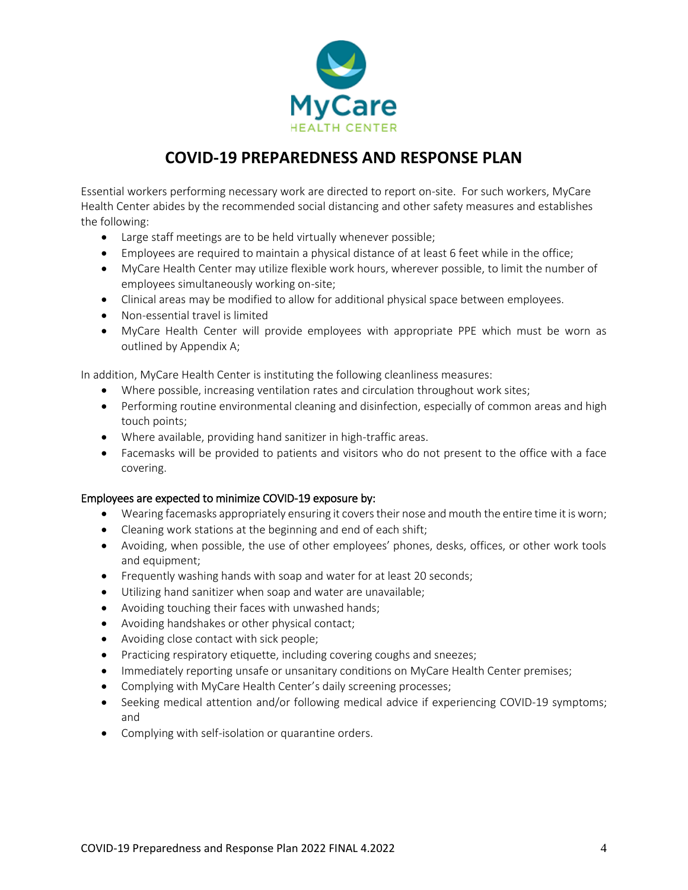# COVID-19 PREPAREDNESS AND RESPONSE PLAN

Essential workers performing necessary work are directed to report on-site. For such workers, MyCare Health Center abides by the recommended social distancing and other safety measures and establishes the following:

- Large staff meetings are to be held virtually whenever possible;
- Employees are required to maintain a physical distance of at least 6 feet while in the office;
- MyCare Health Center may utilize flexible work hours, wherever possible, to limit the number of employees simultaneously working on-site;
- Clinical areas may be modified to allow for additional physical space between employees.
- Non-essential travel is limited
- MyCare Health Center will provide employees with appropriate PPE which must be worn as outlined by Appendix A;

In addition, MyCare Health Center is instituting the following cleanliness measures:

- Where possible, increasing ventilation rates and circulation throughout work sites;
- Performing routine environmental cleaning and disinfection, especially of common areas and high touch points;
- Where available, providing hand sanitizer in high-traffic areas.
- Facemasks will be provided to patients and visitors who do not present to the office with a face covering.

Employees are expected to minimize COVID-19 exposure by:

- Wearing facemasks appropriately ensuring it covers their nose and mouth the entire time it is worn;
- Cleaning work stations at the beginning and end of each shift;
- Avoiding, when possible, the use of other employees' phones, desks, offices, or other work tools and equipment;
- Frequently washing hands with soap and water for at least 20 seconds;
- Utilizing hand sanitizer when soap and water are unavailable;
- Avoiding touching their faces with unwashed hands;
- Avoiding handshakes or other physical contact;
- Avoiding close contact with sick people;
- Practicing respiratory etiquette, including covering coughs and sneezes;
- Immediately reporting unsafe or unsanitary conditions on MyCare Health Center premises;
- Complying with MyCare Health Center's daily screening processes;
- Seeking medical attention and/or following medical advice if experiencing COVID-19 symptoms; and
- Complying with self-isolation or quarantine orders.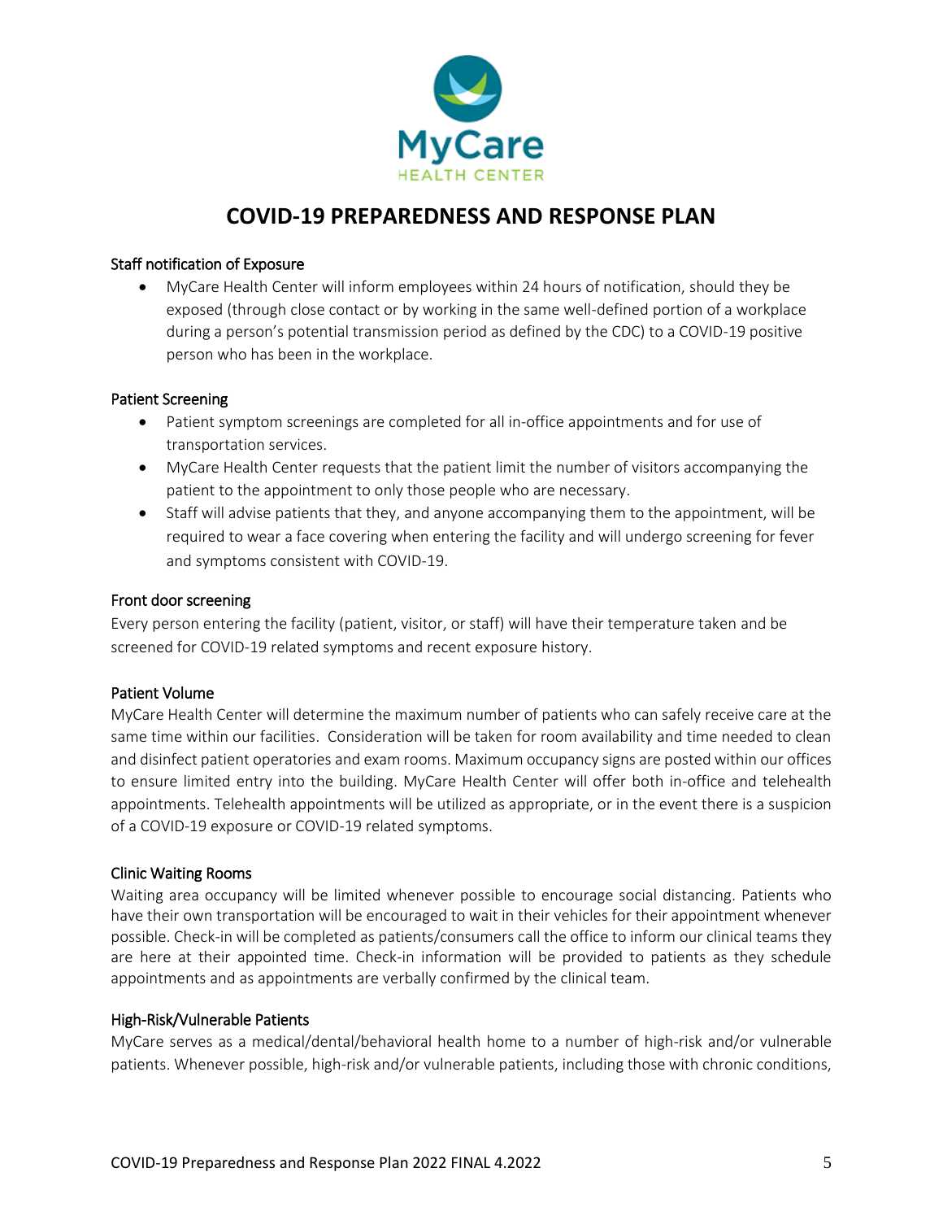# COVID-19 PREPAREDNESS AND RESPONSE PLAN

### Staff notification of Exposure

- MyCare Health Center will inform employees within 24 hours of notification, should they be exposed (through close contact or by working in the same well-defined portion of a workplace during a person's potential transmission period as defined by the CDC) to a COVID-19 positive person who has been in the workplace.

### Patient Screening

- Patient symptom screenings are completed for all in-office appointments and for use of transportation services.
- MyCare Health Center requests that the patient limit the number of visitors accompanying the patient to the appointment to only those people who are necessary.
- Staff will advise patients that they, and anyone accompanying them to the appointment, will be required to wear a face covering when entering the facility and will undergo screening for fever and symptoms consistent with COVID-19.

### Front door screening

Every person entering the facility (patient, visitor, or staff) will have their temperature taken and be screened for COVID-19 related symptoms and recent exposure history.

### Patient Volume

MyCare Health Center will determine the maximum number of patients who can safely receive care at the same time within our facilities. Consideration will be taken for room availability and time needed to clean and disinfect patient operatories and exam rooms. Maximum occupancy signs are posted within our offices to ensure limited entry into the building. MyCare Health Center will offer both in-office and telehealth appointments. Telehealth appointments will be utilized as appropriate, or in the event there is a suspicion of a COVID-19 exposure or COVID-19 related symptoms.

### Clinic Waiting Rooms

Waiting area occupancy will be limited whenever possible to encourage social distancing. Patients who have their own transportation will be encouraged to wait in their vehicles for their appointment whenever possible. Check-in will be completed as patients/consumers call the office to inform our clinical teams they are here at their appointed time. Check-in information will be provided to patients as they schedule appointments and as appointments are verbally confirmed by the clinical team.

### High-Risk/Vulnerable Patients

MyCare serves as a medical/dental/behavioral health home to a number of high-risk and/or vulnerable patients. Whenever possible, high-risk and/or vulnerable patients, including those with chronic conditions,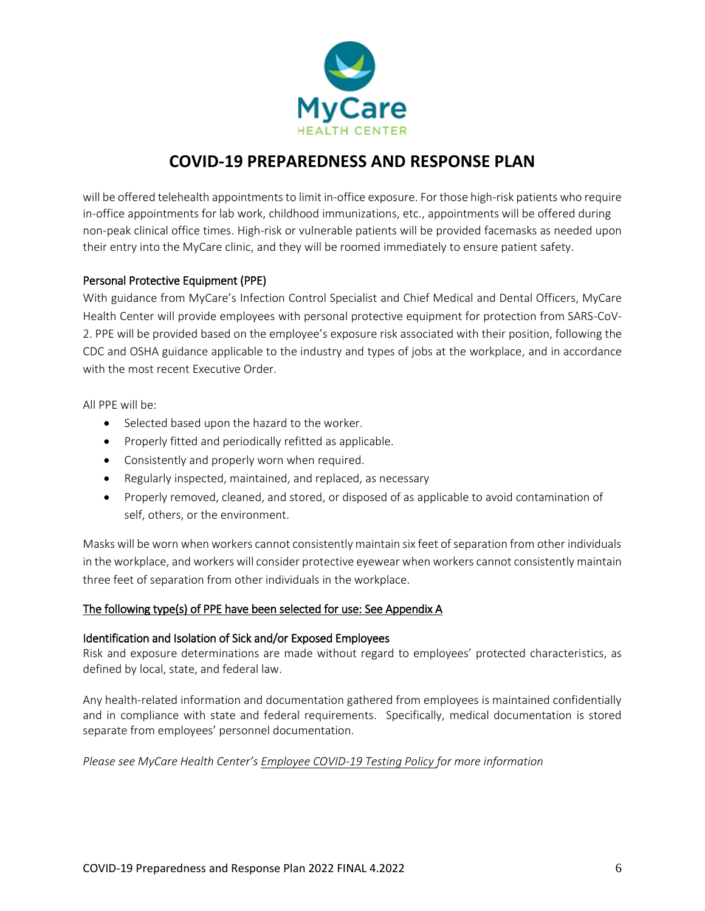will be offered telehealth appointments to limit in-office exposure. For those high-risk patients who require in-office appointments for lab work, childhood immunizations, etc., appointments will be offered during non-peak clinical office times. High-risk or vulnerable patients will be provided facemasks as needed upon their entry into the MyCare clinic, and they will be roomed immediately to ensure patient safety.

### Personal Protective Equipment (PPE)

With guidance from MyCare's Infection Control Specialist and Chief Medical and Dental Officers, MyCare Health Center will provide employees with personal protective equipment for protection from SARS-CoV-2. PPE will be provided based on the employee's exposure risk associated with their position, following the CDC and OSHA guidance applicable to the industry and types of jobs at the workplace, and in accordance with the most recent Executive Order.

All PPE will be:

- Selected based upon the hazard to the worker.
- Properly fitted and periodically refitted as applicable.
- Consistently and properly worn when required.
- Regularly inspected, maintained, and replaced, as necessary
- Properly removed, cleaned, and stored, or disposed of as applicable to avoid contamination of self, others, or the environment.

Masks will be worn when workers cannot consistently maintain six feet of separation from other individuals in the workplace, and workers will consider protective eyewear when workers cannot consistently maintain three feet of separation from other individuals in the workplace.

<u>The following type(s) of PPE have been selected for use: See Appendix A</u>

### Identification and Isolation of Sick and/or Exposed Employees

Risk and exposure determinations are made without regard to employees' protected characteristics, as defined by local, state, and federal law.

Any health-related information and documentation gathered from employees is maintained confidentially and in compliance with state and federal requirements. Specifically, medical documentation is stored separate from employees' personnel documentation.

*Please see MyCare Health Center's <u>Employee COVID-19 Testing Policy</u> for more information*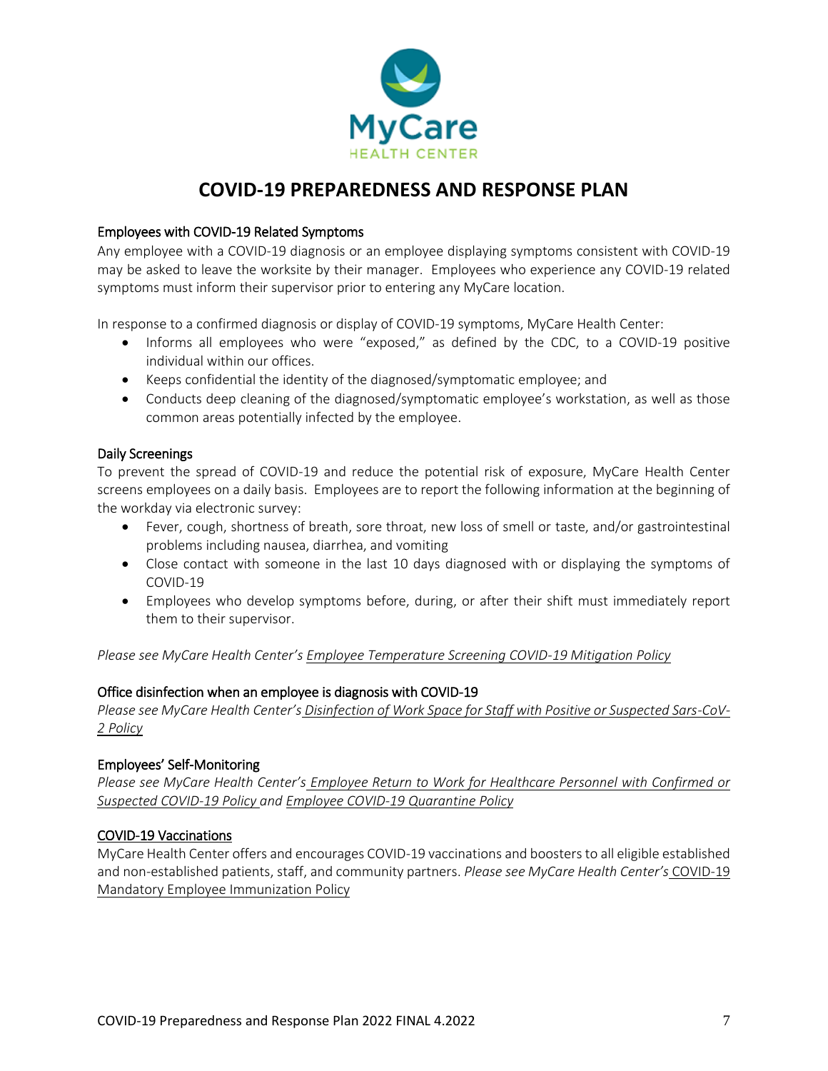# COVID-19 PREPAREDNESS AND RESPONSE PLAN

## Employees with COVID-19 Related Symptoms

Any employee with a COVID-19 diagnosis or an employee displaying symptoms consistent with COVID-19 may be asked to leave the worksite by their manager. Employees who experience any COVID-19 related symptoms must inform their supervisor prior to entering any MyCare location.

In response to a confirmed diagnosis or display of COVID-19 symptoms, MyCare Health Center:

- Informs all employees who were "exposed," as defined by the CDC, to a COVID-19 positive individual within our offices.
- Keeps confidential the identity of the diagnosed/symptomatic employee; and
- Conducts deep cleaning of the diagnosed/symptomatic employee's workstation, as well as those common areas potentially infected by the employee.

## Daily Screenings

To prevent the spread of COVID-19 and reduce the potential risk of exposure, MyCare Health Center screens employees on a daily basis. Employees are to report the following information at the beginning of the workday via electronic survey:

- Fever, cough, shortness of breath, sore throat, new loss of smell or taste, and/or gastrointestinal problems including nausea, diarrhea, and vomiting
- Close contact with someone in the last 10 days diagnosed with or displaying the symptoms of COVID-19
- Employees who develop symptoms before, during, or after their shift must immediately report them to their supervisor.

*Please see MyCare Health Center's Employee Temperature Screening COVID-19 Mitigation Policy*

## Office disinfection when an employee is diagnosis with COVID-19

*Please see MyCare Health Center's Disinfection of Work Space for Staff with Positive or Suspected Sars-CoV-2 Policy*

## Employees' Self-Monitoring

*Please see MyCare Health Center's Employee Return to Work for Healthcare Personnel with Confirmed or Suspected COVID-19 Policy and Employee COVID-19 Quarantine Policy*

## COVID-19 Vaccinations

MyCare Health Center offers and encourages COVID-19 vaccinations and boosters to all eligible established and non-established patients, staff, and community partners. *Please see MyCare Health Center's* COVID-19 Mandatory Employee Immunization Policy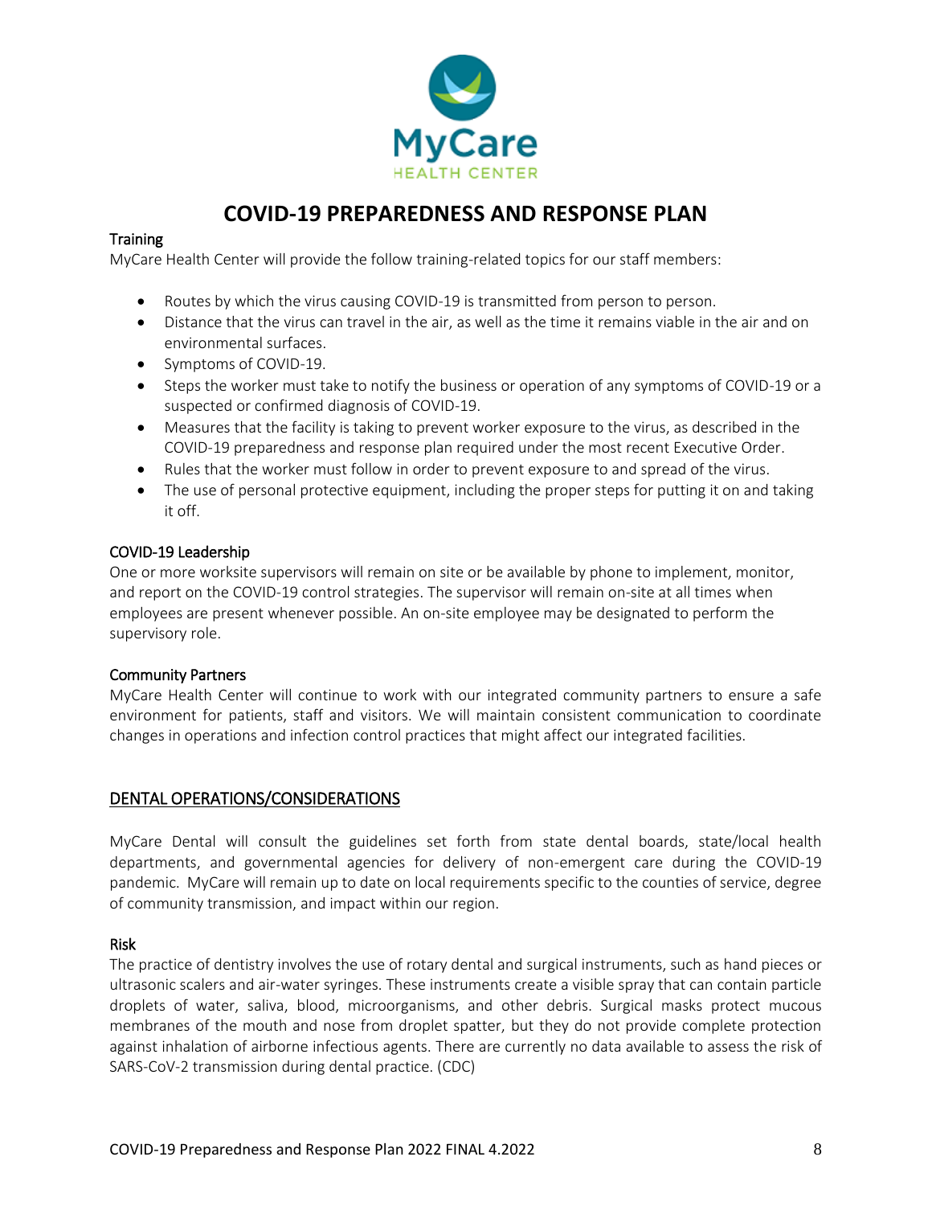# COVID-19 PREPAREDNESS AND RESPONSE PLAN

### Training

MyCare Health Center will provide the follow training-related topics for our staff members:

- Routes by which the virus causing COVID-19 is transmitted from person to person.
- Distance that the virus can travel in the air, as well as the time it remains viable in the air and on environmental surfaces.
- Symptoms of COVID-19.
- Steps the worker must take to notify the business or operation of any symptoms of COVID-19 or a suspected or confirmed diagnosis of COVID-19.
- Measures that the facility is taking to prevent worker exposure to the virus, as described in the COVID-19 preparedness and response plan required under the most recent Executive Order.
- Rules that the worker must follow in order to prevent exposure to and spread of the virus.
- The use of personal protective equipment, including the proper steps for putting it on and taking it off.

### COVID-19 Leadership

One or more worksite supervisors will remain on site or be available by phone to implement, monitor, and report on the COVID-19 control strategies. The supervisor will remain on-site at all times when employees are present whenever possible. An on-site employee may be designated to perform the supervisory role.

### Community Partners

MyCare Health Center will continue to work with our integrated community partners to ensure a safe environment for patients, staff and visitors. We will maintain consistent communication to coordinate changes in operations and infection control practices that might affect our integrated facilities.

## DENTAL OPERATIONS/CONSIDERATIONS

MyCare Dental will consult the guidelines set forth from state dental boards, state/local health departments, and governmental agencies for delivery of non-emergent care during the COVID-19 pandemic. MyCare will remain up to date on local requirements specific to the counties of service, degree of community transmission, and impact within our region.

### Risk

The practice of dentistry involves the use of rotary dental and surgical instruments, such as hand pieces or ultrasonic scalers and air-water syringes. These instruments create a visible spray that can contain particle droplets of water, saliva, blood, microorganisms, and other debris. Surgical masks protect mucous membranes of the mouth and nose from droplet spatter, but they do not provide complete protection against inhalation of airborne infectious agents. There are currently no data available to assess the risk of SARS-CoV-2 transmission during dental practice. (CDC)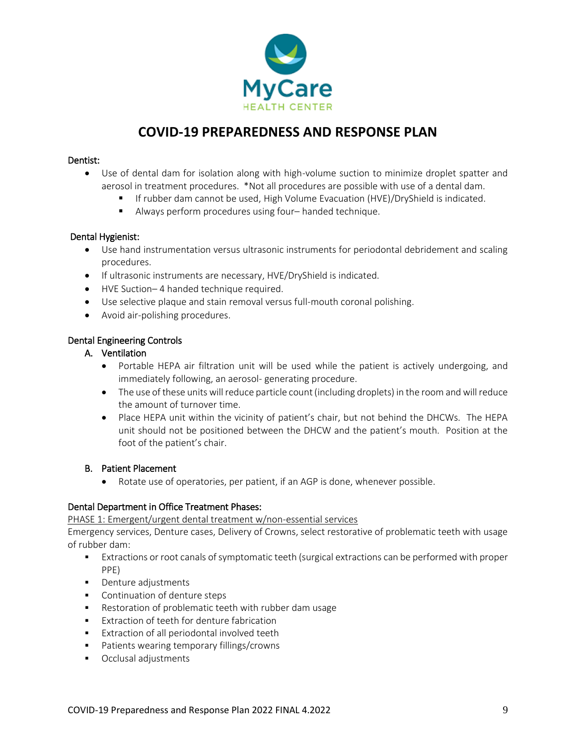# COVID-19 PREPAREDNESS AND RESPONSE PLAN

Dentist:

- Use of dental dam for isolation along with high-volume suction to minimize droplet spatter and aerosol in treatment procedures. *Not all procedures are possible with use of a dental dam.
  - If rubber dam cannot be used, High Volume Evacuation (HVE)/DryShield is indicated.
  - Always perform procedures using four– handed technique.

Dental Hygienist:

- Use hand instrumentation versus ultrasonic instruments for periodontal debridement and scaling procedures.
- If ultrasonic instruments are necessary, HVE/DryShield is indicated.
- HVE Suction– 4 handed technique required.
- Use selective plaque and stain removal versus full-mouth coronal polishing.
- Avoid air-polishing procedures.

Dental Engineering Controls

A. Ventilation
   - Portable HEPA air filtration unit will be used while the patient is actively undergoing, and immediately following, an aerosol- generating procedure.
   - The use of these units will reduce particle count (including droplets) in the room and will reduce the amount of turnover time.
   - Place HEPA unit within the vicinity of patient's chair, but not behind the DHCWs. The HEPA unit should not be positioned between the DHCW and the patient's mouth. Position at the foot of the patient's chair.

B. Patient Placement
   - Rotate use of operatories, per patient, if an AGP is done, whenever possible.

Dental Department in Office Treatment Phases:

PHASE 1: Emergent/urgent dental treatment w/non-essential services

Emergency services, Denture cases, Delivery of Crowns, select restorative of problematic teeth with usage of rubber dam:

- Extractions or root canals of symptomatic teeth (surgical extractions can be performed with proper PPE)
- Denture adjustments
- Continuation of denture steps
- Restoration of problematic teeth with rubber dam usage
- Extraction of teeth for denture fabrication
- Extraction of all periodontal involved teeth
- Patients wearing temporary fillings/crowns
- Occlusal adjustments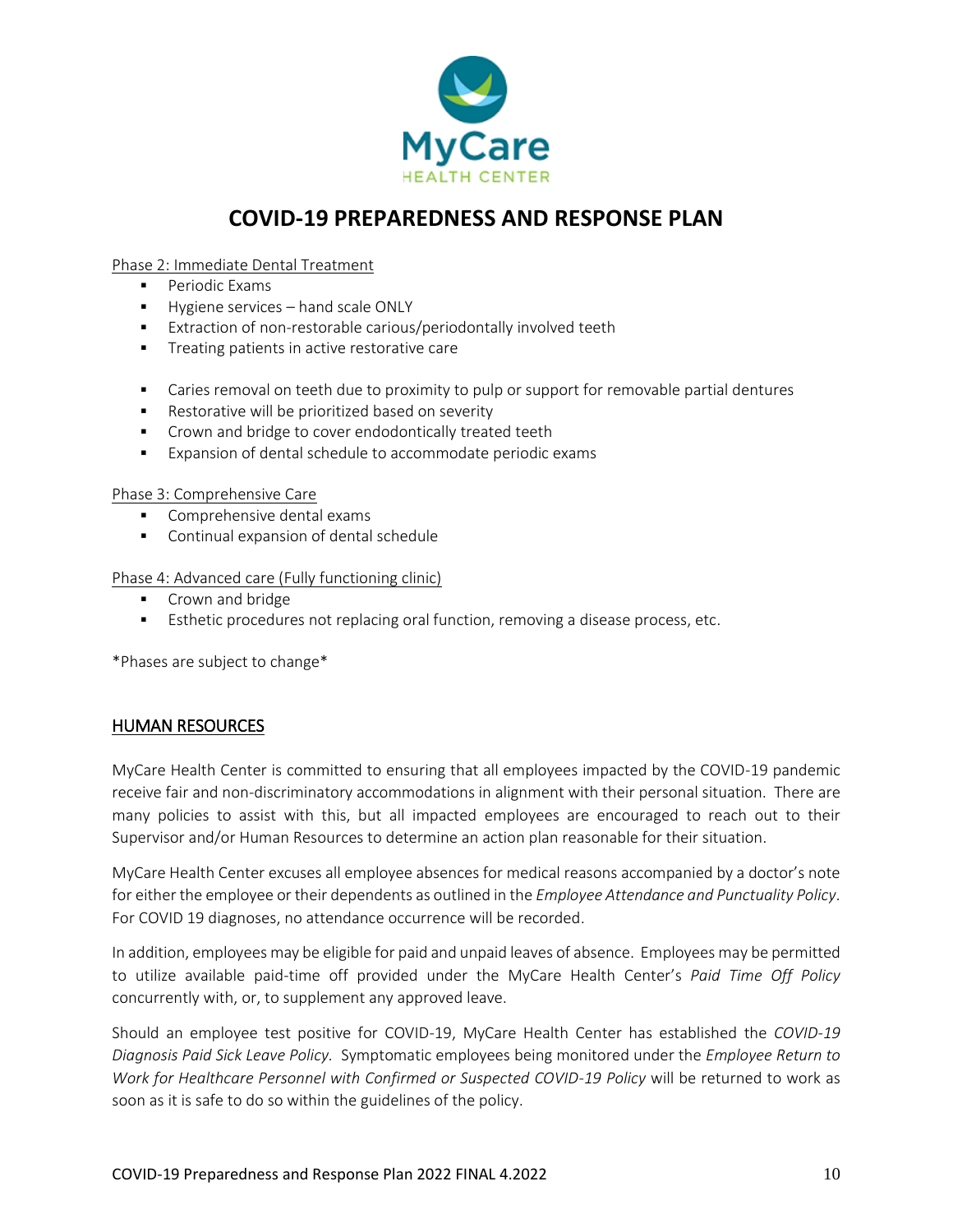# COVID-19 PREPAREDNESS AND RESPONSE PLAN

Phase 2: Immediate Dental Treatment

- Periodic Exams
- Hygiene services – hand scale ONLY
- Extraction of non-restorable carious/periodontally involved teeth
- Treating patients in active restorative care

- Caries removal on teeth due to proximity to pulp or support for removable partial dentures
- Restorative will be prioritized based on severity
- Crown and bridge to cover endodontically treated teeth
- Expansion of dental schedule to accommodate periodic exams

Phase 3: Comprehensive Care

- Comprehensive dental exams
- Continual expansion of dental schedule

Phase 4: Advanced care (Fully functioning clinic)

- Crown and bridge
- Esthetic procedures not replacing oral function, removing a disease process, etc.

*Phases are subject to change*

## HUMAN RESOURCES

MyCare Health Center is committed to ensuring that all employees impacted by the COVID-19 pandemic receive fair and non-discriminatory accommodations in alignment with their personal situation. There are many policies to assist with this, but all impacted employees are encouraged to reach out to their Supervisor and/or Human Resources to determine an action plan reasonable for their situation.

MyCare Health Center excuses all employee absences for medical reasons accompanied by a doctor's note for either the employee or their dependents as outlined in the *Employee Attendance and Punctuality Policy*. For COVID 19 diagnoses, no attendance occurrence will be recorded.

In addition, employees may be eligible for paid and unpaid leaves of absence. Employees may be permitted to utilize available paid-time off provided under the MyCare Health Center's *Paid Time Off Policy* concurrently with, or, to supplement any approved leave.

Should an employee test positive for COVID-19, MyCare Health Center has established the *COVID-19 Diagnosis Paid Sick Leave Policy.* Symptomatic employees being monitored under the *Employee Return to Work for Healthcare Personnel with Confirmed or Suspected COVID-19 Policy* will be returned to work as soon as it is safe to do so within the guidelines of the policy.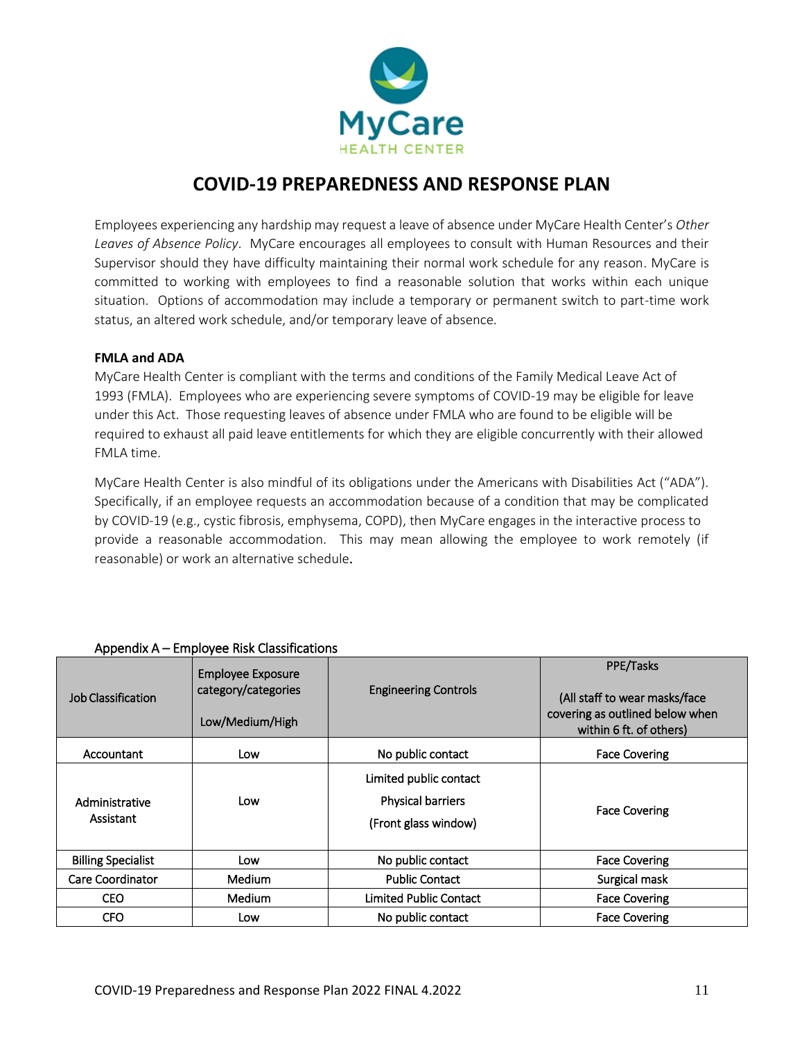# COVID-19 PREPAREDNESS AND RESPONSE PLAN

Employees experiencing any hardship may request a leave of absence under MyCare Health Center's *Other Leaves of Absence Policy*. MyCare encourages all employees to consult with Human Resources and their Supervisor should they have difficulty maintaining their normal work schedule for any reason. MyCare is committed to working with employees to find a reasonable solution that works within each unique situation. Options of accommodation may include a temporary or permanent switch to part-time work status, an altered work schedule, and/or temporary leave of absence.

**FMLA and ADA**

MyCare Health Center is compliant with the terms and conditions of the Family Medical Leave Act of 1993 (FMLA). Employees who are experiencing severe symptoms of COVID-19 may be eligible for leave under this Act. Those requesting leaves of absence under FMLA who are found to be eligible will be required to exhaust all paid leave entitlements for which they are eligible concurrently with their allowed FMLA time.

MyCare Health Center is also mindful of its obligations under the Americans with Disabilities Act ("ADA"). Specifically, if an employee requests an accommodation because of a condition that may be complicated by COVID-19 (e.g., cystic fibrosis, emphysema, COPD), then MyCare engages in the interactive process to provide a reasonable accommodation. This may mean allowing the employee to work remotely (if reasonable) or work an alternative schedule.

Appendix A – Employee Risk Classifications

| Job Classification | Employee Exposure category/categories Low/Medium/High | Engineering Controls | PPE/Tasks (All staff to wear masks/face covering as outlined below when within 6 ft. of others) |
|---|---|---|---|
| Accountant | Low | No public contact | Face Covering |
| Administrative Assistant | Low | Limited public contact Physical barriers (Front glass window) | Face Covering |
| Billing Specialist | Low | No public contact | Face Covering |
| Care Coordinator | Medium | Public Contact | Surgical mask |
| CEO | Medium | Limited Public Contact | Face Covering |
| CFO | Low | No public contact | Face Covering |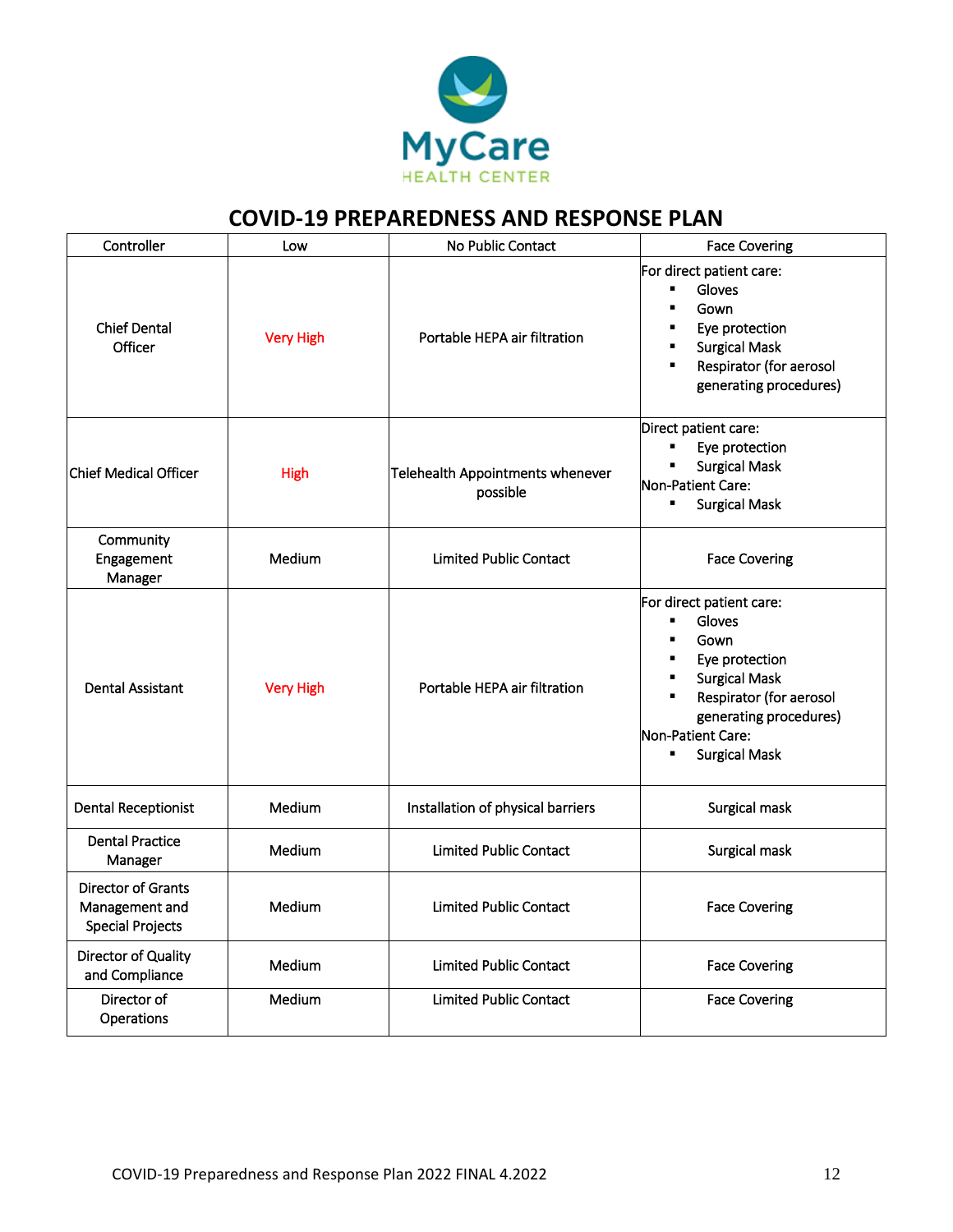MyCare HEALTH CENTER

# COVID-19 PREPAREDNESS AND RESPONSE PLAN

| Controller | Low | No Public Contact | Face Covering |
|---|---|---|---|
| Chief Dental Officer | Very High | Portable HEPA air filtration | For direct patient care:<br>▪ Gloves<br>▪ Gown<br>▪ Eye protection<br>▪ Surgical Mask<br>▪ Respirator (for aerosol generating procedures) |
| Chief Medical Officer | High | Telehealth Appointments whenever possible | Direct patient care:<br>▪ Eye protection<br>▪ Surgical Mask<br>Non-Patient Care:<br>▪ Surgical Mask |
| Community Engagement Manager | Medium | Limited Public Contact | Face Covering |
| Dental Assistant | Very High | Portable HEPA air filtration | For direct patient care:<br>▪ Gloves<br>▪ Gown<br>▪ Eye protection<br>▪ Surgical Mask<br>▪ Respirator (for aerosol generating procedures)<br>Non-Patient Care:<br>▪ Surgical Mask |
| Dental Receptionist | Medium | Installation of physical barriers | Surgical mask |
| Dental Practice Manager | Medium | Limited Public Contact | Surgical mask |
| Director of Grants Management and Special Projects | Medium | Limited Public Contact | Face Covering |
| Director of Quality and Compliance | Medium | Limited Public Contact | Face Covering |
| Director of Operations | Medium | Limited Public Contact | Face Covering |

COVID-19 Preparedness and Response Plan 2022 FINAL 4.2022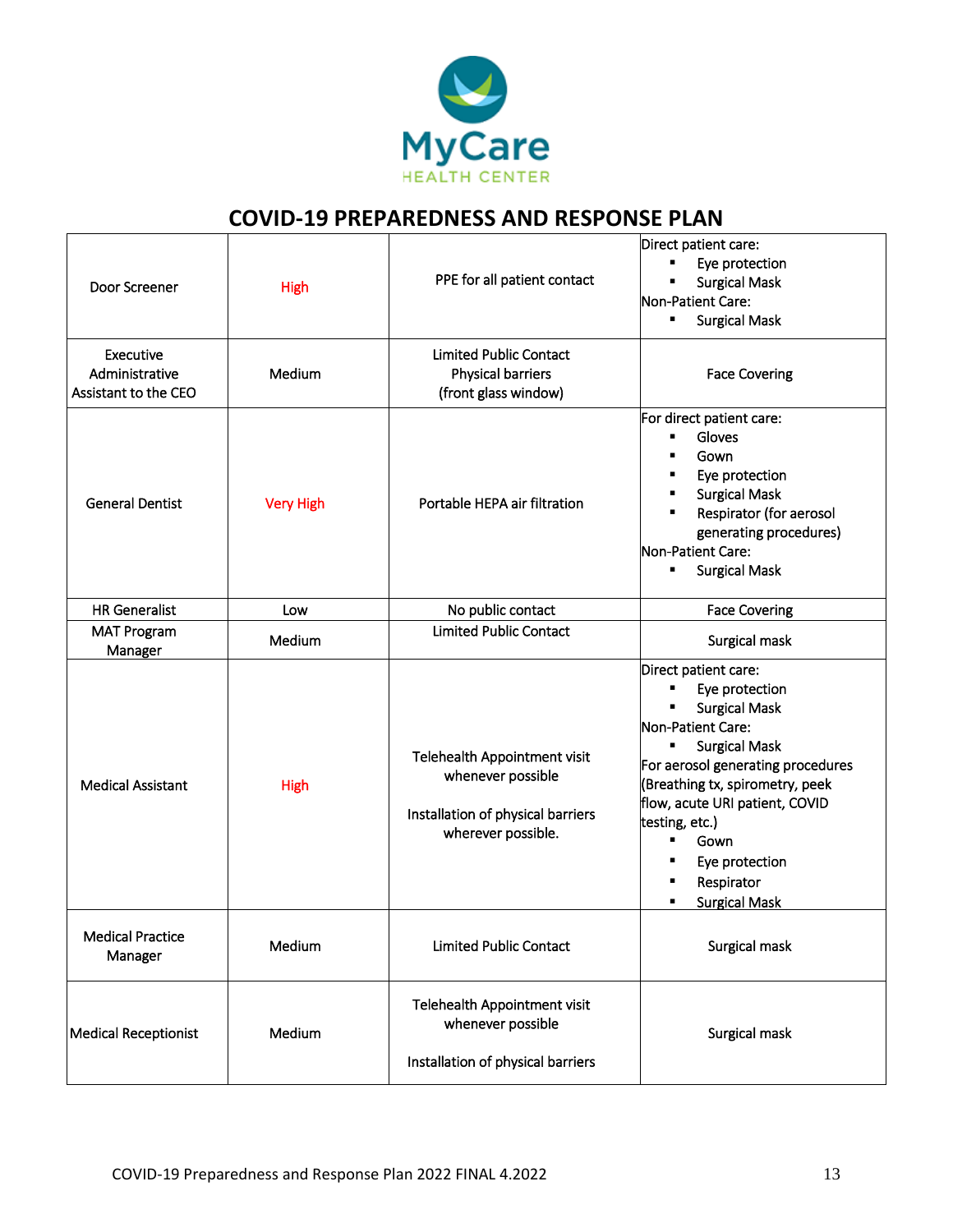MyCare HEALTH CENTER

## COVID-19 PREPAREDNESS AND RESPONSE PLAN

| | | | |
|---|---|---|---|
| Door Screener | High | PPE for all patient contact | Direct patient care:<br>▪ Eye protection<br>▪ Surgical Mask<br>Non-Patient Care:<br>▪ Surgical Mask |
| Executive Administrative Assistant to the CEO | Medium | Limited Public Contact<br>Physical barriers<br>(front glass window) | Face Covering |
| General Dentist | Very High | Portable HEPA air filtration | For direct patient care:<br>▪ Gloves<br>▪ Gown<br>▪ Eye protection<br>▪ Surgical Mask<br>▪ Respirator (for aerosol generating procedures)<br>Non-Patient Care:<br>▪ Surgical Mask |
| HR Generalist | Low | No public contact | Face Covering |
| MAT Program Manager | Medium | Limited Public Contact | Surgical mask |
| Medical Assistant | High | Telehealth Appointment visit whenever possible<br><br>Installation of physical barriers wherever possible. | Direct patient care:<br>▪ Eye protection<br>▪ Surgical Mask<br>Non-Patient Care:<br>▪ Surgical Mask<br>For aerosol generating procedures (Breathing tx, spirometry, peek flow, acute URI patient, COVID testing, etc.)<br>▪ Gown<br>▪ Eye protection<br>▪ Respirator<br>▪ Surgical Mask |
| Medical Practice Manager | Medium | Limited Public Contact | Surgical mask |
| Medical Receptionist | Medium | Telehealth Appointment visit whenever possible<br><br>Installation of physical barriers | Surgical mask |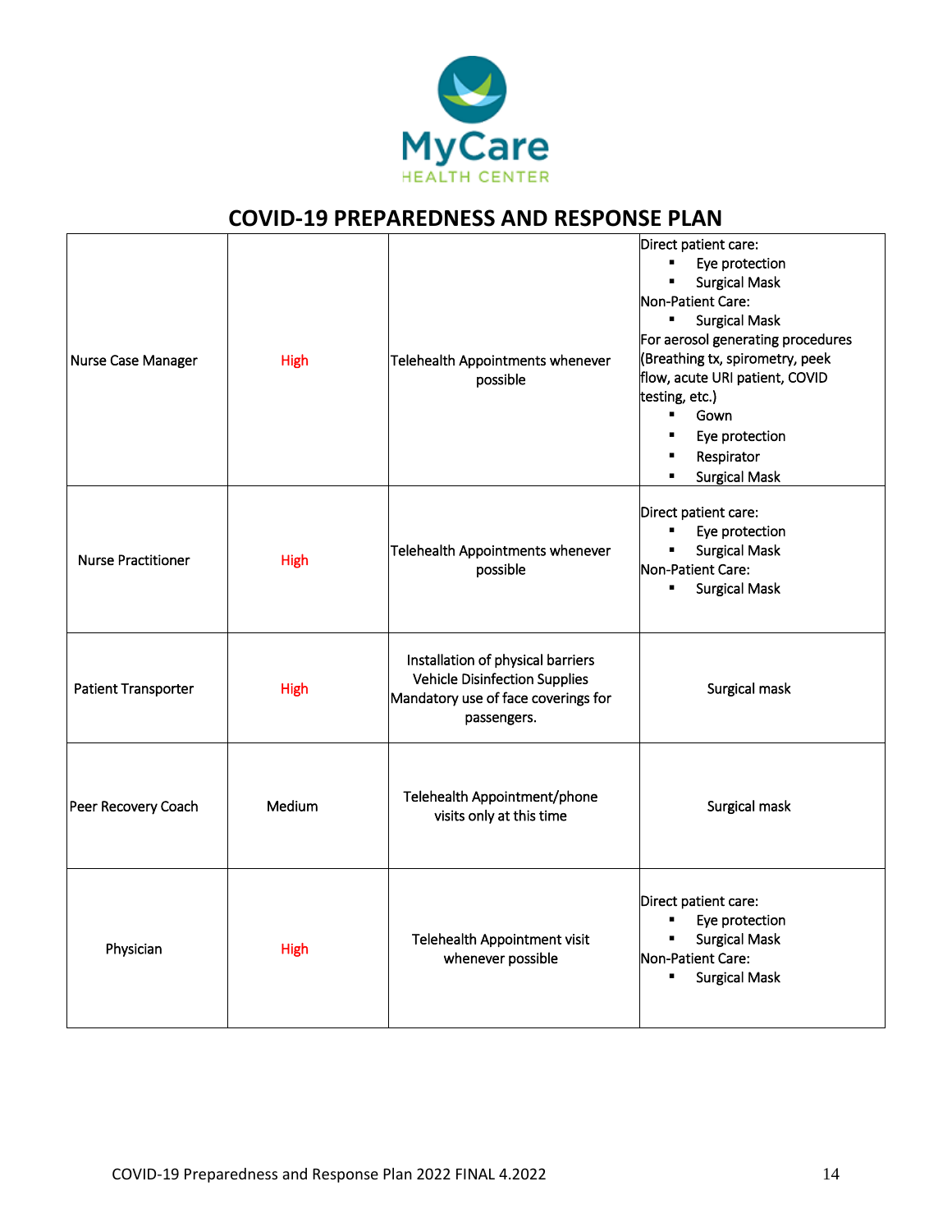# COVID-19 PREPAREDNESS AND RESPONSE PLAN

| | | | |
|---|---|---|---|
| Nurse Case Manager | High | Telehealth Appointments whenever possible | Direct patient care:<br>▪ Eye protection<br>▪ Surgical Mask<br>Non-Patient Care:<br>▪ Surgical Mask<br>For aerosol generating procedures (Breathing tx, spirometry, peek flow, acute URI patient, COVID testing, etc.)<br>▪ Gown<br>▪ Eye protection<br>▪ Respirator<br>▪ Surgical Mask |
| Nurse Practitioner | High | Telehealth Appointments whenever possible | Direct patient care:<br>▪ Eye protection<br>▪ Surgical Mask<br>Non-Patient Care:<br>▪ Surgical Mask |
| Patient Transporter | High | Installation of physical barriers<br>Vehicle Disinfection Supplies<br>Mandatory use of face coverings for passengers. | Surgical mask |
| Peer Recovery Coach | Medium | Telehealth Appointment/phone visits only at this time | Surgical mask |
| Physician | High | Telehealth Appointment visit whenever possible | Direct patient care:<br>▪ Eye protection<br>▪ Surgical Mask<br>Non-Patient Care:<br>▪ Surgical Mask |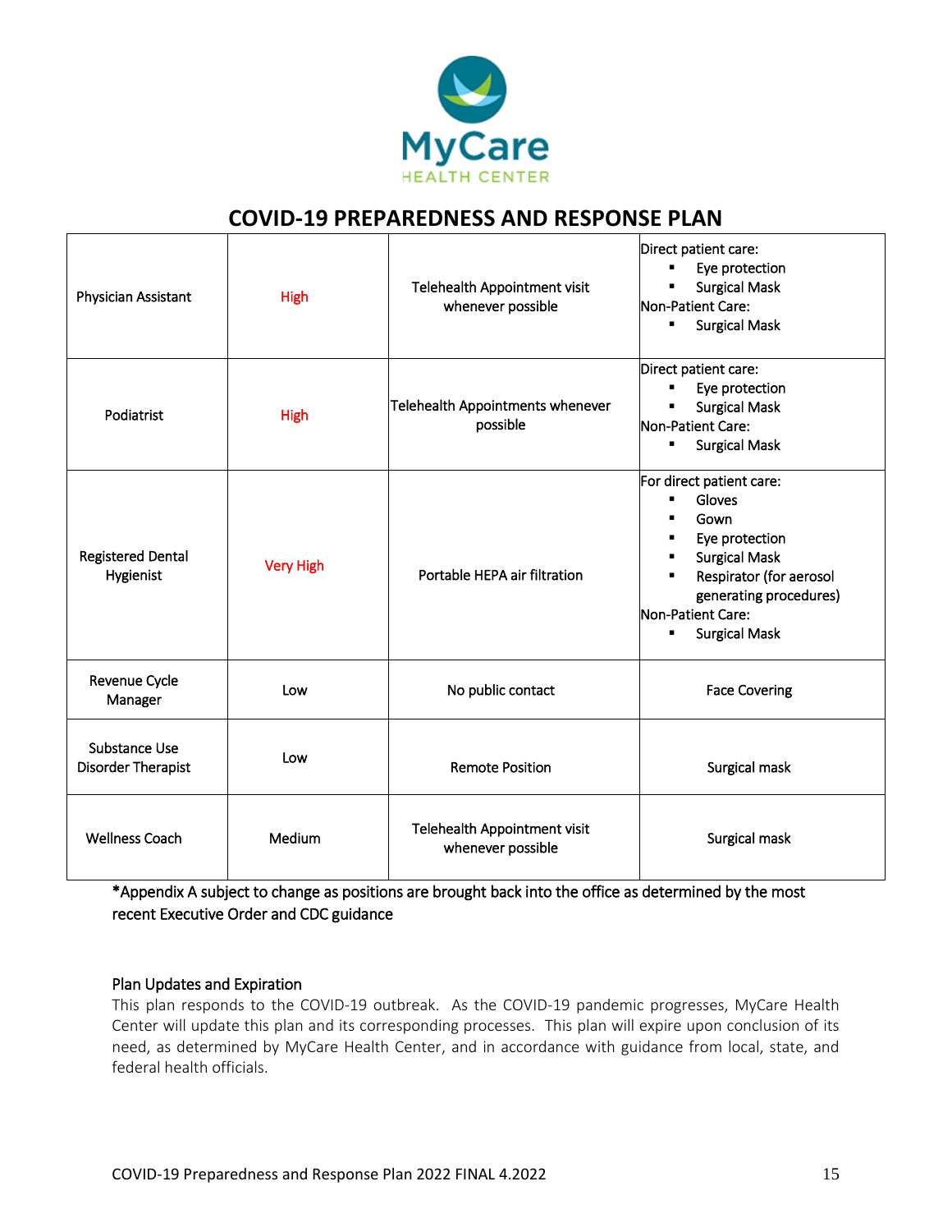# COVID-19 PREPAREDNESS AND RESPONSE PLAN

| | | | |
|---|---|---|---|
| Physician Assistant | High | Telehealth Appointment visit whenever possible | Direct patient care:<br>▪ Eye protection<br>▪ Surgical Mask<br>Non-Patient Care:<br>▪ Surgical Mask |
| Podiatrist | High | Telehealth Appointments whenever possible | Direct patient care:<br>▪ Eye protection<br>▪ Surgical Mask<br>Non-Patient Care:<br>▪ Surgical Mask |
| Registered Dental Hygienist | Very High | Portable HEPA air filtration | For direct patient care:<br>▪ Gloves<br>▪ Gown<br>▪ Eye protection<br>▪ Surgical Mask<br>▪ Respirator (for aerosol generating procedures)<br>Non-Patient Care:<br>▪ Surgical Mask |
| Revenue Cycle Manager | Low | No public contact | Face Covering |
| Substance Use Disorder Therapist | Low | Remote Position | Surgical mask |
| Wellness Coach | Medium | Telehealth Appointment visit whenever possible | Surgical mask |

*Appendix A subject to change as positions are brought back into the office as determined by the most recent Executive Order and CDC guidance

## Plan Updates and Expiration

This plan responds to the COVID-19 outbreak. As the COVID-19 pandemic progresses, MyCare Health Center will update this plan and its corresponding processes. This plan will expire upon conclusion of its need, as determined by MyCare Health Center, and in accordance with guidance from local, state, and federal health officials.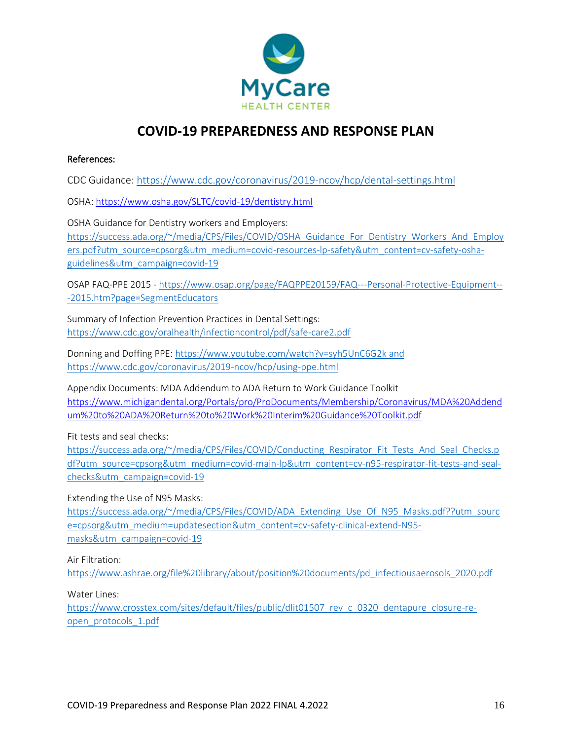# COVID-19 PREPAREDNESS AND RESPONSE PLAN

**References:**

CDC Guidance: https://www.cdc.gov/coronavirus/2019-ncov/hcp/dental-settings.html

OSHA: https://www.osha.gov/SLTC/covid-19/dentistry.html

OSHA Guidance for Dentistry workers and Employers:
https://success.ada.org/~/media/CPS/Files/COVID/OSHA_Guidance_For_Dentistry_Workers_And_Employers.pdf?utm_source=cpsorg&utm_medium=covid-resources-lp-safety&utm_content=cv-safety-osha-guidelines&utm_campaign=covid-19

OSAP FAQ-PPE 2015 - https://www.osap.org/page/FAQPPE20159/FAQ---Personal-Protective-Equipment---2015.htm?page=SegmentEducators

Summary of Infection Prevention Practices in Dental Settings:
https://www.cdc.gov/oralhealth/infectioncontrol/pdf/safe-care2.pdf

Donning and Doffing PPE: https://www.youtube.com/watch?v=syh5UnC6G2k and
https://www.cdc.gov/coronavirus/2019-ncov/hcp/using-ppe.html

Appendix Documents: MDA Addendum to ADA Return to Work Guidance Toolkit
https://www.michigandental.org/Portals/pro/ProDocuments/Membership/Coronavirus/MDA%20Addendum%20to%20ADA%20Return%20to%20Work%20Interim%20Guidance%20Toolkit.pdf

Fit tests and seal checks:
https://success.ada.org/~/media/CPS/Files/COVID/Conducting_Respirator_Fit_Tests_And_Seal_Checks.pdf?utm_source=cpsorg&utm_medium=covid-main-lp&utm_content=cv-n95-respirator-fit-tests-and-seal-checks&utm_campaign=covid-19

Extending the Use of N95 Masks:
https://success.ada.org/~/media/CPS/Files/COVID/ADA_Extending_Use_Of_N95_Masks.pdf??utm_source=cpsorg&utm_medium=updatesection&utm_content=cv-safety-clinical-extend-N95-masks&utm_campaign=covid-19

Air Filtration:
https://www.ashrae.org/file%20library/about/position%20documents/pd_infectiousaerosols_2020.pdf

Water Lines:
https://www.crosstex.com/sites/default/files/public/dlit01507_rev_c_0320_dentapure_closure-re-open_protocols_1.pdf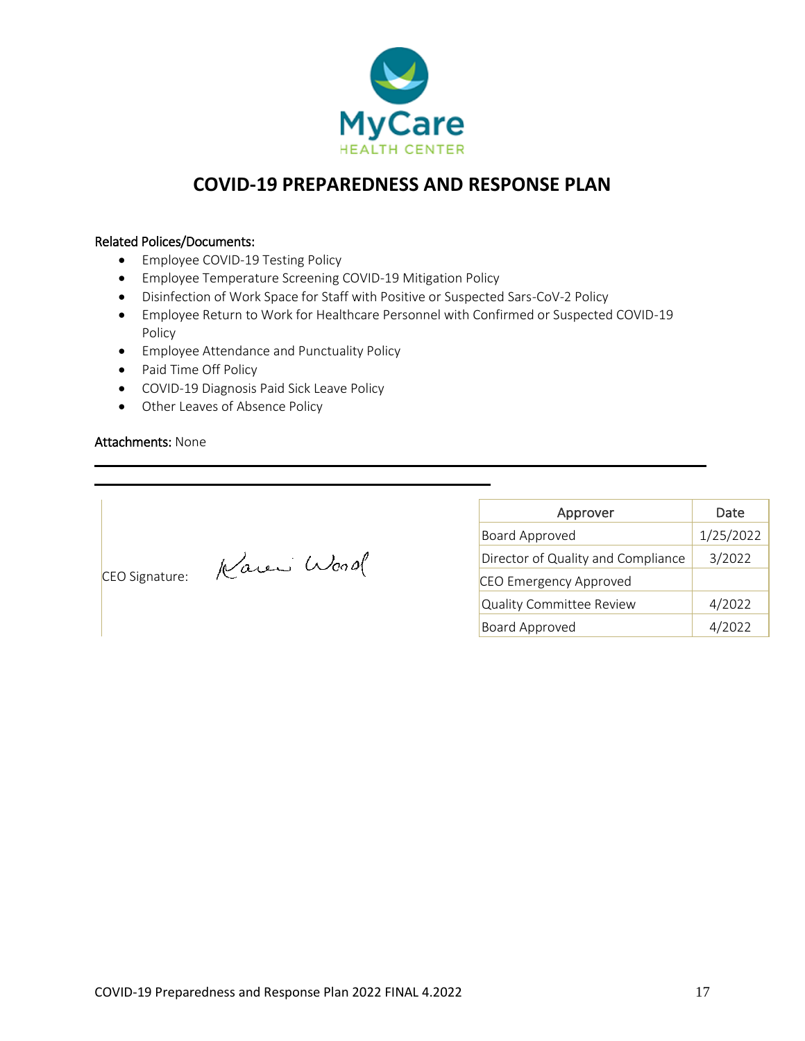MyCare
HEALTH CENTER

# COVID-19 PREPAREDNESS AND RESPONSE PLAN

Related Polices/Documents:

- Employee COVID-19 Testing Policy
- Employee Temperature Screening COVID-19 Mitigation Policy
- Disinfection of Work Space for Staff with Positive or Suspected Sars-CoV-2 Policy
- Employee Return to Work for Healthcare Personnel with Confirmed or Suspected COVID-19 Policy
- Employee Attendance and Punctuality Policy
- Paid Time Off Policy
- COVID-19 Diagnosis Paid Sick Leave Policy
- Other Leaves of Absence Policy

Attachments: None

CEO Signature: Karen Wood

| Approver | Date |
|---|---|
| Board Approved | 1/25/2022 |
| Director of Quality and Compliance | 3/2022 |
| CEO Emergency Approved | |
| Quality Committee Review | 4/2022 |
| Board Approved | 4/2022 |

COVID-19 Preparedness and Response Plan 2022 FINAL 4.2022